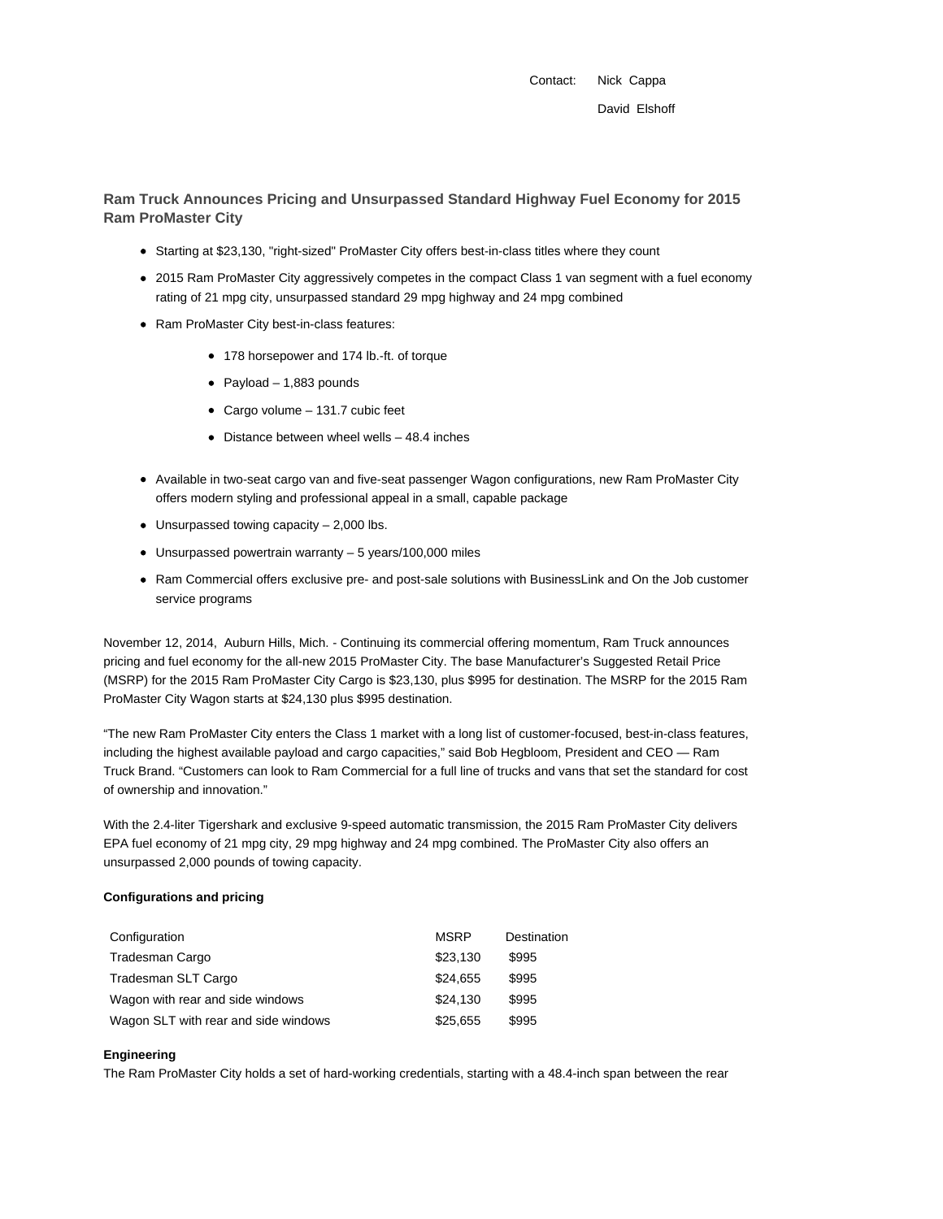Contact: Nick Cappa

David Elshoff

## Ram Truck Announces Pricing and Unsurpassed Standard Highway Fuel Economy for 2015 Ram ProMaster City

- Starting at $23,130, "right-sized" ProMaster City offers best-in-class titles where they count
- 2015 Ram ProMaster City aggressively competes in the compact Class 1 van segment with a fuel economy rating of 21 mpg city, unsurpassed standard 29 mpg highway and 24 mpg combined
- Ram ProMaster City best-in-class features:
  - 178 horsepower and 174 lb.-ft. of torque
  - Payload – 1,883 pounds
  - Cargo volume – 131.7 cubic feet
  - Distance between wheel wells – 48.4 inches
- Available in two-seat cargo van and five-seat passenger Wagon configurations, new Ram ProMaster City offers modern styling and professional appeal in a small, capable package
- Unsurpassed towing capacity – 2,000 lbs.
- Unsurpassed powertrain warranty – 5 years/100,000 miles
- Ram Commercial offers exclusive pre- and post-sale solutions with BusinessLink and On the Job customer service programs

November 12, 2014, Auburn Hills, Mich. - Continuing its commercial offering momentum, Ram Truck announces pricing and fuel economy for the all-new 2015 ProMaster City. The base Manufacturer's Suggested Retail Price (MSRP) for the 2015 Ram ProMaster City Cargo is $23,130, plus $995 for destination. The MSRP for the 2015 Ram ProMaster City Wagon starts at $24,130 plus $995 destination.

"The new Ram ProMaster City enters the Class 1 market with a long list of customer-focused, best-in-class features, including the highest available payload and cargo capacities," said Bob Hegbloom, President and CEO — Ram Truck Brand. "Customers can look to Ram Commercial for a full line of trucks and vans that set the standard for cost of ownership and innovation."

With the 2.4-liter Tigershark and exclusive 9-speed automatic transmission, the 2015 Ram ProMaster City delivers EPA fuel economy of 21 mpg city, 29 mpg highway and 24 mpg combined. The ProMaster City also offers an unsurpassed 2,000 pounds of towing capacity.

**Configurations and pricing**

| Configuration | MSRP | Destination |
|---|---|---|
| Tradesman Cargo | $23,130 | $995 |
| Tradesman SLT Cargo | $24,655 | $995 |
| Wagon with rear and side windows | $24,130 | $995 |
| Wagon SLT with rear and side windows | $25,655 | $995 |

**Engineering**

The Ram ProMaster City holds a set of hard-working credentials, starting with a 48.4-inch span between the rear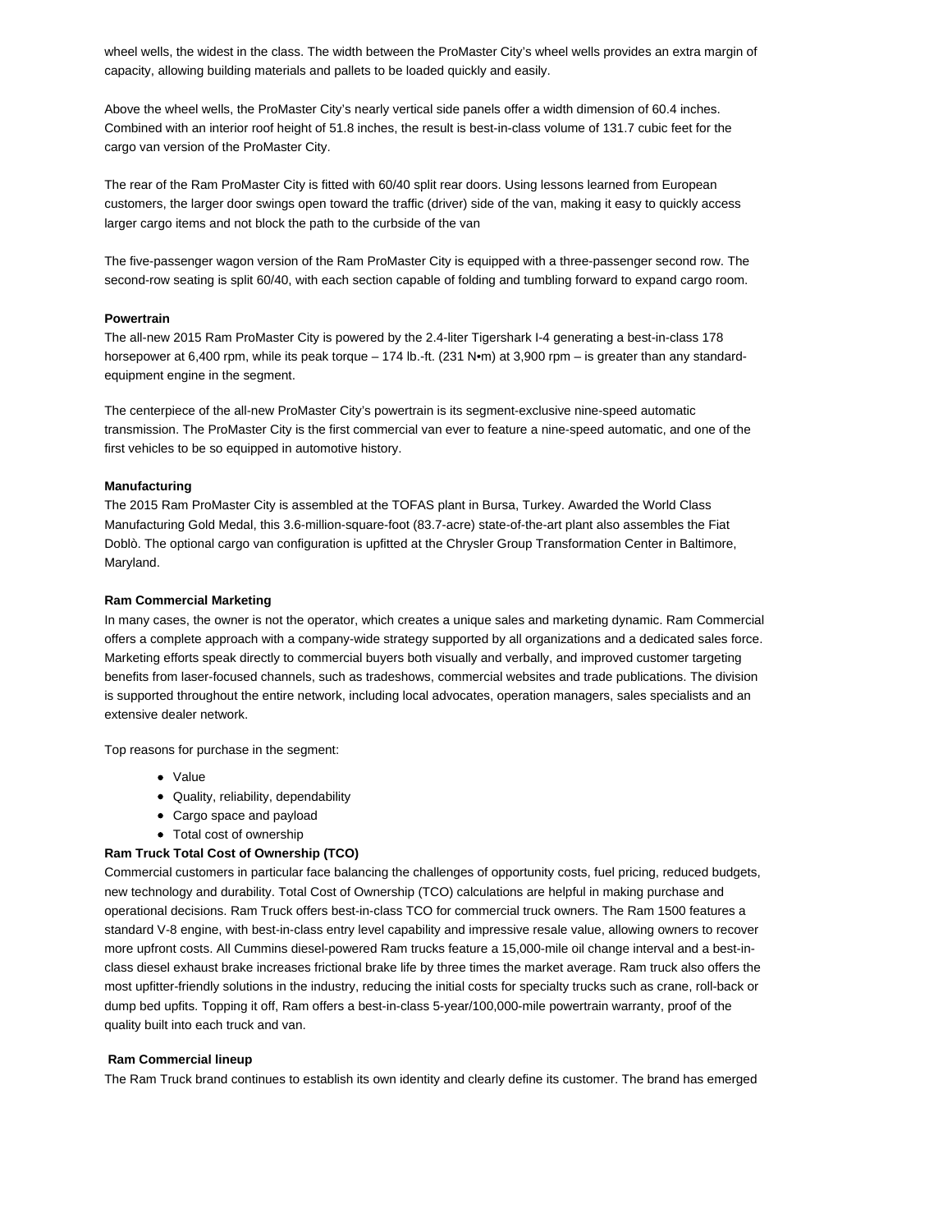wheel wells, the widest in the class. The width between the ProMaster City's wheel wells provides an extra margin of capacity, allowing building materials and pallets to be loaded quickly and easily.

Above the wheel wells, the ProMaster City's nearly vertical side panels offer a width dimension of 60.4 inches. Combined with an interior roof height of 51.8 inches, the result is best-in-class volume of 131.7 cubic feet for the cargo van version of the ProMaster City.

The rear of the Ram ProMaster City is fitted with 60/40 split rear doors. Using lessons learned from European customers, the larger door swings open toward the traffic (driver) side of the van, making it easy to quickly access larger cargo items and not block the path to the curbside of the van

The five-passenger wagon version of the Ram ProMaster City is equipped with a three-passenger second row. The second-row seating is split 60/40, with each section capable of folding and tumbling forward to expand cargo room.

**Powertrain**

The all-new 2015 Ram ProMaster City is powered by the 2.4-liter Tigershark I-4 generating a best-in-class 178 horsepower at 6,400 rpm, while its peak torque – 174 lb.-ft. (231 N•m) at 3,900 rpm – is greater than any standard-equipment engine in the segment.

The centerpiece of the all-new ProMaster City's powertrain is its segment-exclusive nine-speed automatic transmission. The ProMaster City is the first commercial van ever to feature a nine-speed automatic, and one of the first vehicles to be so equipped in automotive history.

**Manufacturing**

The 2015 Ram ProMaster City is assembled at the TOFAS plant in Bursa, Turkey. Awarded the World Class Manufacturing Gold Medal, this 3.6-million-square-foot (83.7-acre) state-of-the-art plant also assembles the Fiat Doblò. The optional cargo van configuration is upfitted at the Chrysler Group Transformation Center in Baltimore, Maryland.

**Ram Commercial Marketing**

In many cases, the owner is not the operator, which creates a unique sales and marketing dynamic. Ram Commercial offers a complete approach with a company-wide strategy supported by all organizations and a dedicated sales force. Marketing efforts speak directly to commercial buyers both visually and verbally, and improved customer targeting benefits from laser-focused channels, such as tradeshows, commercial websites and trade publications. The division is supported throughout the entire network, including local advocates, operation managers, sales specialists and an extensive dealer network.

Top reasons for purchase in the segment:

- Value
- Quality, reliability, dependability
- Cargo space and payload
- Total cost of ownership

**Ram Truck Total Cost of Ownership (TCO)**

Commercial customers in particular face balancing the challenges of opportunity costs, fuel pricing, reduced budgets, new technology and durability. Total Cost of Ownership (TCO) calculations are helpful in making purchase and operational decisions. Ram Truck offers best-in-class TCO for commercial truck owners. The Ram 1500 features a standard V-8 engine, with best-in-class entry level capability and impressive resale value, allowing owners to recover more upfront costs. All Cummins diesel-powered Ram trucks feature a 15,000-mile oil change interval and a best-in-class diesel exhaust brake increases frictional brake life by three times the market average. Ram truck also offers the most upfitter-friendly solutions in the industry, reducing the initial costs for specialty trucks such as crane, roll-back or dump bed upfits. Topping it off, Ram offers a best-in-class 5-year/100,000-mile powertrain warranty, proof of the quality built into each truck and van.

**Ram Commercial lineup**

The Ram Truck brand continues to establish its own identity and clearly define its customer. The brand has emerged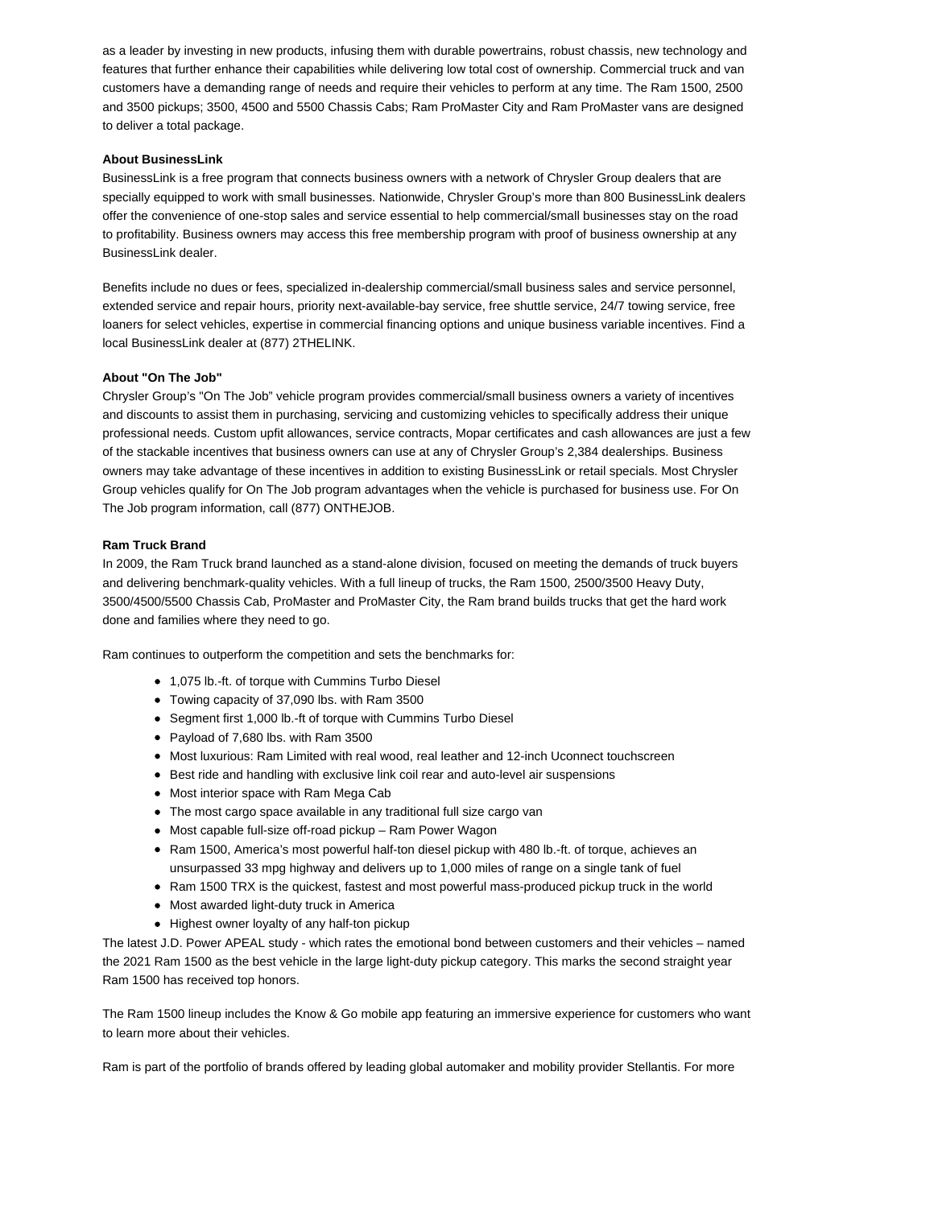as a leader by investing in new products, infusing them with durable powertrains, robust chassis, new technology and features that further enhance their capabilities while delivering low total cost of ownership. Commercial truck and van customers have a demanding range of needs and require their vehicles to perform at any time. The Ram 1500, 2500 and 3500 pickups; 3500, 4500 and 5500 Chassis Cabs; Ram ProMaster City and Ram ProMaster vans are designed to deliver a total package.

**About BusinessLink**

BusinessLink is a free program that connects business owners with a network of Chrysler Group dealers that are specially equipped to work with small businesses. Nationwide, Chrysler Group's more than 800 BusinessLink dealers offer the convenience of one-stop sales and service essential to help commercial/small businesses stay on the road to profitability. Business owners may access this free membership program with proof of business ownership at any BusinessLink dealer.

Benefits include no dues or fees, specialized in-dealership commercial/small business sales and service personnel, extended service and repair hours, priority next-available-bay service, free shuttle service, 24/7 towing service, free loaners for select vehicles, expertise in commercial financing options and unique business variable incentives. Find a local BusinessLink dealer at (877) 2THELINK.

**About "On The Job"**

Chrysler Group's "On The Job" vehicle program provides commercial/small business owners a variety of incentives and discounts to assist them in purchasing, servicing and customizing vehicles to specifically address their unique professional needs. Custom upfit allowances, service contracts, Mopar certificates and cash allowances are just a few of the stackable incentives that business owners can use at any of Chrysler Group's 2,384 dealerships. Business owners may take advantage of these incentives in addition to existing BusinessLink or retail specials. Most Chrysler Group vehicles qualify for On The Job program advantages when the vehicle is purchased for business use. For On The Job program information, call (877) ONTHEJOB.

**Ram Truck Brand**

In 2009, the Ram Truck brand launched as a stand-alone division, focused on meeting the demands of truck buyers and delivering benchmark-quality vehicles. With a full lineup of trucks, the Ram 1500, 2500/3500 Heavy Duty, 3500/4500/5500 Chassis Cab, ProMaster and ProMaster City, the Ram brand builds trucks that get the hard work done and families where they need to go.

Ram continues to outperform the competition and sets the benchmarks for:

- 1,075 lb.-ft. of torque with Cummins Turbo Diesel
- Towing capacity of 37,090 lbs. with Ram 3500
- Segment first 1,000 lb.-ft of torque with Cummins Turbo Diesel
- Payload of 7,680 lbs. with Ram 3500
- Most luxurious: Ram Limited with real wood, real leather and 12-inch Uconnect touchscreen
- Best ride and handling with exclusive link coil rear and auto-level air suspensions
- Most interior space with Ram Mega Cab
- The most cargo space available in any traditional full size cargo van
- Most capable full-size off-road pickup – Ram Power Wagon
- Ram 1500, America's most powerful half-ton diesel pickup with 480 lb.-ft. of torque, achieves an unsurpassed 33 mpg highway and delivers up to 1,000 miles of range on a single tank of fuel
- Ram 1500 TRX is the quickest, fastest and most powerful mass-produced pickup truck in the world
- Most awarded light-duty truck in America
- Highest owner loyalty of any half-ton pickup

The latest J.D. Power APEAL study - which rates the emotional bond between customers and their vehicles – named the 2021 Ram 1500 as the best vehicle in the large light-duty pickup category. This marks the second straight year Ram 1500 has received top honors.

The Ram 1500 lineup includes the Know & Go mobile app featuring an immersive experience for customers who want to learn more about their vehicles.

Ram is part of the portfolio of brands offered by leading global automaker and mobility provider Stellantis. For more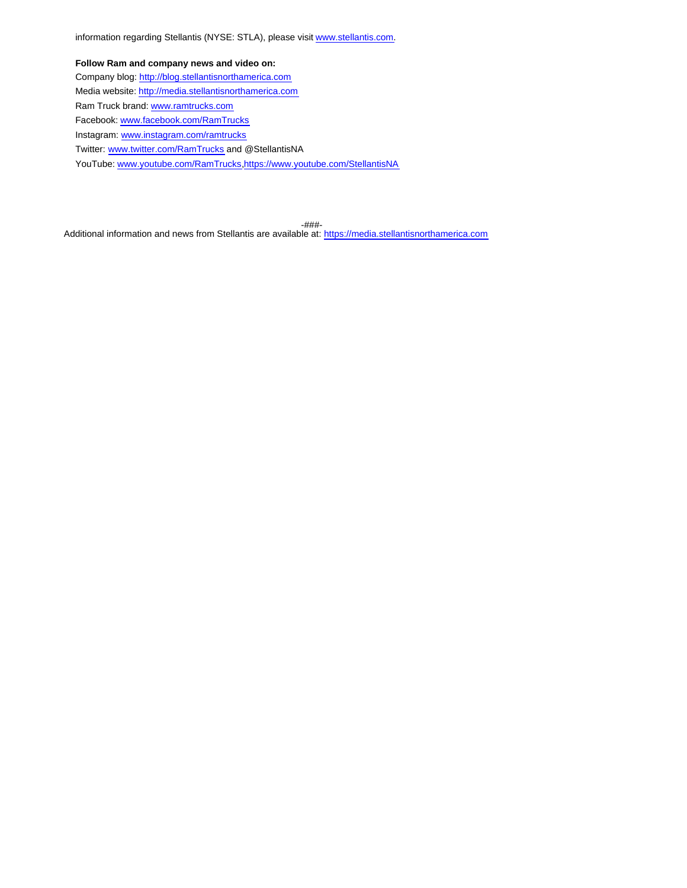information regarding Stellantis (NYSE: STLA), please visit www.stellantis.com.

**Follow Ram and company news and video on:**

Company blog: http://blog.stellantisnorthamerica.com

Media website: http://media.stellantisnorthamerica.com

Ram Truck brand: www.ramtrucks.com

Facebook: www.facebook.com/RamTrucks

Instagram: www.instagram.com/ramtrucks

Twitter: www.twitter.com/RamTrucks and @StellantisNA

YouTube: www.youtube.com/RamTrucks,https://www.youtube.com/StellantisNA

-###-

Additional information and news from Stellantis are available at: https://media.stellantisnorthamerica.com